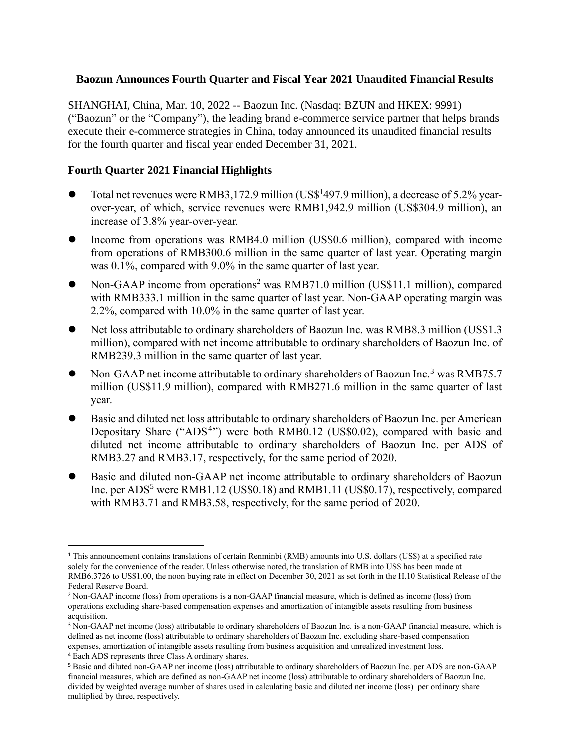## Baozun Announces Fourth Quarter and Fiscal Year 2021 Unaudited Financial Results

SHANGHAI, China, Mar. 10, 2022 -- Baozun Inc. (Nasdaq: BZUN and HKEX: 9991) ("Baozun" or the "Company"), the leading brand e-commerce service partner that helps brands execute their e-commerce strategies in China, today announced its unaudited financial results for the fourth quarter and fiscal year ended December 31, 2021.

### Fourth Quarter 2021 Financial Highlights

- Total net revenues were RMB3,172.9 million (US$[1]497.9 million), a decrease of 5.2% year-over-year, of which, service revenues were RMB1,942.9 million (US$304.9 million), an increase of 3.8% year-over-year.
- Income from operations was RMB4.0 million (US$0.6 million), compared with income from operations of RMB300.6 million in the same quarter of last year. Operating margin was 0.1%, compared with 9.0% in the same quarter of last year.
- Non-GAAP income from operations[2] was RMB71.0 million (US$11.1 million), compared with RMB333.1 million in the same quarter of last year. Non-GAAP operating margin was 2.2%, compared with 10.0% in the same quarter of last year.
- Net loss attributable to ordinary shareholders of Baozun Inc. was RMB8.3 million (US$1.3 million), compared with net income attributable to ordinary shareholders of Baozun Inc. of RMB239.3 million in the same quarter of last year.
- Non-GAAP net income attributable to ordinary shareholders of Baozun Inc.[3] was RMB75.7 million (US$11.9 million), compared with RMB271.6 million in the same quarter of last year.
- Basic and diluted net loss attributable to ordinary shareholders of Baozun Inc. per American Depositary Share ("ADS[4]") were both RMB0.12 (US$0.02), compared with basic and diluted net income attributable to ordinary shareholders of Baozun Inc. per ADS of RMB3.27 and RMB3.17, respectively, for the same period of 2020.
- Basic and diluted non-GAAP net income attributable to ordinary shareholders of Baozun Inc. per ADS[5] were RMB1.12 (US$0.18) and RMB1.11 (US$0.17), respectively, compared with RMB3.71 and RMB3.58, respectively, for the same period of 2020.

---

[1] This announcement contains translations of certain Renminbi (RMB) amounts into U.S. dollars (US$) at a specified rate solely for the convenience of the reader. Unless otherwise noted, the translation of RMB into US$ has been made at RMB6.3726 to US$1.00, the noon buying rate in effect on December 30, 2021 as set forth in the H.10 Statistical Release of the Federal Reserve Board.

[2] Non-GAAP income (loss) from operations is a non-GAAP financial measure, which is defined as income (loss) from operations excluding share-based compensation expenses and amortization of intangible assets resulting from business acquisition.

[3] Non-GAAP net income (loss) attributable to ordinary shareholders of Baozun Inc. is a non-GAAP financial measure, which is defined as net income (loss) attributable to ordinary shareholders of Baozun Inc. excluding share-based compensation expenses, amortization of intangible assets resulting from business acquisition and unrealized investment loss.

[4] Each ADS represents three Class A ordinary shares.

[5] Basic and diluted non-GAAP net income (loss) attributable to ordinary shareholders of Baozun Inc. per ADS are non-GAAP financial measures, which are defined as non-GAAP net income (loss) attributable to ordinary shareholders of Baozun Inc. divided by weighted average number of shares used in calculating basic and diluted net income (loss) per ordinary share multiplied by three, respectively.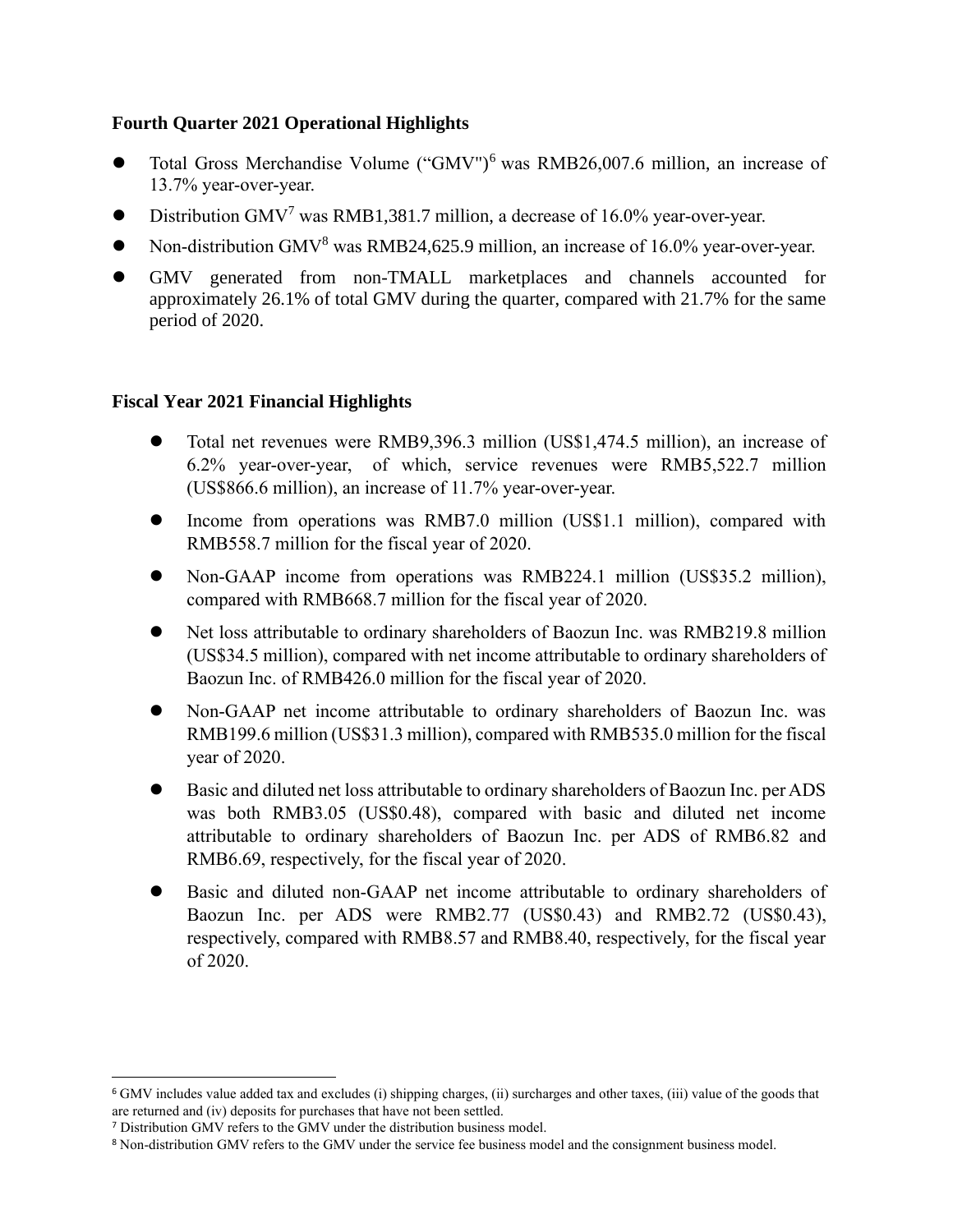**Fourth Quarter 2021 Operational Highlights**

- Total Gross Merchandise Volume ("GMV")[6] was RMB26,007.6 million, an increase of 13.7% year-over-year.
- Distribution GMV[7] was RMB1,381.7 million, a decrease of 16.0% year-over-year.
- Non-distribution GMV[8] was RMB24,625.9 million, an increase of 16.0% year-over-year.
- GMV generated from non-TMALL marketplaces and channels accounted for approximately 26.1% of total GMV during the quarter, compared with 21.7% for the same period of 2020.

**Fiscal Year 2021 Financial Highlights**

- Total net revenues were RMB9,396.3 million (US$1,474.5 million), an increase of 6.2% year-over-year, of which, service revenues were RMB5,522.7 million (US$866.6 million), an increase of 11.7% year-over-year.
- Income from operations was RMB7.0 million (US$1.1 million), compared with RMB558.7 million for the fiscal year of 2020.
- Non-GAAP income from operations was RMB224.1 million (US$35.2 million), compared with RMB668.7 million for the fiscal year of 2020.
- Net loss attributable to ordinary shareholders of Baozun Inc. was RMB219.8 million (US$34.5 million), compared with net income attributable to ordinary shareholders of Baozun Inc. of RMB426.0 million for the fiscal year of 2020.
- Non-GAAP net income attributable to ordinary shareholders of Baozun Inc. was RMB199.6 million (US$31.3 million), compared with RMB535.0 million for the fiscal year of 2020.
- Basic and diluted net loss attributable to ordinary shareholders of Baozun Inc. per ADS was both RMB3.05 (US$0.48), compared with basic and diluted net income attributable to ordinary shareholders of Baozun Inc. per ADS of RMB6.82 and RMB6.69, respectively, for the fiscal year of 2020.
- Basic and diluted non-GAAP net income attributable to ordinary shareholders of Baozun Inc. per ADS were RMB2.77 (US$0.43) and RMB2.72 (US$0.43), respectively, compared with RMB8.57 and RMB8.40, respectively, for the fiscal year of 2020.

---

[6] GMV includes value added tax and excludes (i) shipping charges, (ii) surcharges and other taxes, (iii) value of the goods that are returned and (iv) deposits for purchases that have not been settled.

[7] Distribution GMV refers to the GMV under the distribution business model.

[8] Non-distribution GMV refers to the GMV under the service fee business model and the consignment business model.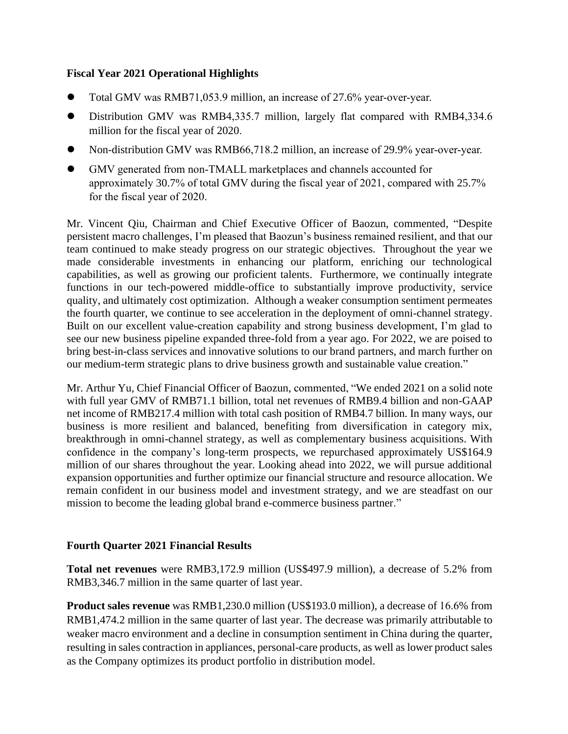### Fiscal Year 2021 Operational Highlights

- Total GMV was RMB71,053.9 million, an increase of 27.6% year-over-year.
- Distribution GMV was RMB4,335.7 million, largely flat compared with RMB4,334.6 million for the fiscal year of 2020.
- Non-distribution GMV was RMB66,718.2 million, an increase of 29.9% year-over-year.
- GMV generated from non-TMALL marketplaces and channels accounted for approximately 30.7% of total GMV during the fiscal year of 2021, compared with 25.7% for the fiscal year of 2020.

Mr. Vincent Qiu, Chairman and Chief Executive Officer of Baozun, commented, "Despite persistent macro challenges, I'm pleased that Baozun's business remained resilient, and that our team continued to make steady progress on our strategic objectives. Throughout the year we made considerable investments in enhancing our platform, enriching our technological capabilities, as well as growing our proficient talents. Furthermore, we continually integrate functions in our tech-powered middle-office to substantially improve productivity, service quality, and ultimately cost optimization. Although a weaker consumption sentiment permeates the fourth quarter, we continue to see acceleration in the deployment of omni-channel strategy. Built on our excellent value-creation capability and strong business development, I'm glad to see our new business pipeline expanded three-fold from a year ago. For 2022, we are poised to bring best-in-class services and innovative solutions to our brand partners, and march further on our medium-term strategic plans to drive business growth and sustainable value creation."

Mr. Arthur Yu, Chief Financial Officer of Baozun, commented, "We ended 2021 on a solid note with full year GMV of RMB71.1 billion, total net revenues of RMB9.4 billion and non-GAAP net income of RMB217.4 million with total cash position of RMB4.7 billion. In many ways, our business is more resilient and balanced, benefiting from diversification in category mix, breakthrough in omni-channel strategy, as well as complementary business acquisitions. With confidence in the company's long-term prospects, we repurchased approximately US$164.9 million of our shares throughout the year. Looking ahead into 2022, we will pursue additional expansion opportunities and further optimize our financial structure and resource allocation. We remain confident in our business model and investment strategy, and we are steadfast on our mission to become the leading global brand e-commerce business partner."

### Fourth Quarter 2021 Financial Results

**Total net revenues** were RMB3,172.9 million (US$497.9 million), a decrease of 5.2% from RMB3,346.7 million in the same quarter of last year.

**Product sales revenue** was RMB1,230.0 million (US$193.0 million), a decrease of 16.6% from RMB1,474.2 million in the same quarter of last year. The decrease was primarily attributable to weaker macro environment and a decline in consumption sentiment in China during the quarter, resulting in sales contraction in appliances, personal-care products, as well as lower product sales as the Company optimizes its product portfolio in distribution model.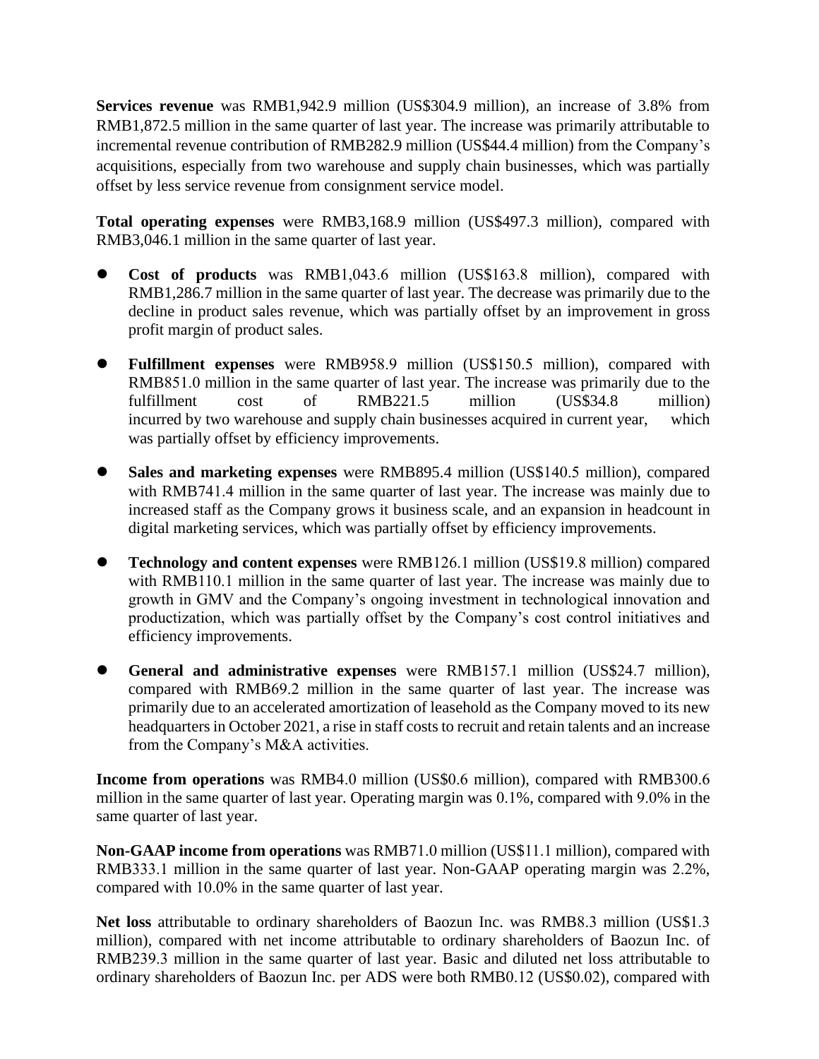**Services revenue** was RMB1,942.9 million (US$304.9 million), an increase of 3.8% from RMB1,872.5 million in the same quarter of last year. The increase was primarily attributable to incremental revenue contribution of RMB282.9 million (US$44.4 million) from the Company's acquisitions, especially from two warehouse and supply chain businesses, which was partially offset by less service revenue from consignment service model.

**Total operating expenses** were RMB3,168.9 million (US$497.3 million), compared with RMB3,046.1 million in the same quarter of last year.

- **Cost of products** was RMB1,043.6 million (US$163.8 million), compared with RMB1,286.7 million in the same quarter of last year. The decrease was primarily due to the decline in product sales revenue, which was partially offset by an improvement in gross profit margin of product sales.
- **Fulfillment expenses** were RMB958.9 million (US$150.5 million), compared with RMB851.0 million in the same quarter of last year. The increase was primarily due to the fulfillment cost of RMB221.5 million (US$34.8 million) incurred by two warehouse and supply chain businesses acquired in current year, which was partially offset by efficiency improvements.
- **Sales and marketing expenses** were RMB895.4 million (US$140.5 million), compared with RMB741.4 million in the same quarter of last year. The increase was mainly due to increased staff as the Company grows it business scale, and an expansion in headcount in digital marketing services, which was partially offset by efficiency improvements.
- **Technology and content expenses** were RMB126.1 million (US$19.8 million) compared with RMB110.1 million in the same quarter of last year. The increase was mainly due to growth in GMV and the Company's ongoing investment in technological innovation and productization, which was partially offset by the Company's cost control initiatives and efficiency improvements.
- **General and administrative expenses** were RMB157.1 million (US$24.7 million), compared with RMB69.2 million in the same quarter of last year. The increase was primarily due to an accelerated amortization of leasehold as the Company moved to its new headquarters in October 2021, a rise in staff costs to recruit and retain talents and an increase from the Company's M&A activities.

**Income from operations** was RMB4.0 million (US$0.6 million), compared with RMB300.6 million in the same quarter of last year. Operating margin was 0.1%, compared with 9.0% in the same quarter of last year.

**Non-GAAP income from operations** was RMB71.0 million (US$11.1 million), compared with RMB333.1 million in the same quarter of last year. Non-GAAP operating margin was 2.2%, compared with 10.0% in the same quarter of last year.

**Net loss** attributable to ordinary shareholders of Baozun Inc. was RMB8.3 million (US$1.3 million), compared with net income attributable to ordinary shareholders of Baozun Inc. of RMB239.3 million in the same quarter of last year. Basic and diluted net loss attributable to ordinary shareholders of Baozun Inc. per ADS were both RMB0.12 (US$0.02), compared with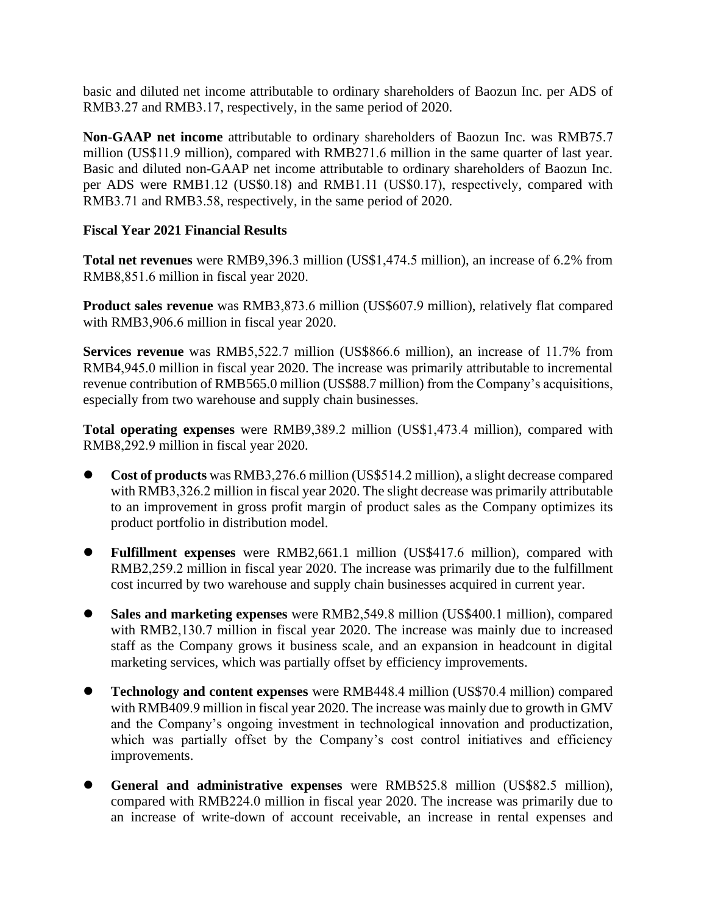basic and diluted net income attributable to ordinary shareholders of Baozun Inc. per ADS of RMB3.27 and RMB3.17, respectively, in the same period of 2020.

**Non-GAAP net income** attributable to ordinary shareholders of Baozun Inc. was RMB75.7 million (US$11.9 million), compared with RMB271.6 million in the same quarter of last year. Basic and diluted non-GAAP net income attributable to ordinary shareholders of Baozun Inc. per ADS were RMB1.12 (US$0.18) and RMB1.11 (US$0.17), respectively, compared with RMB3.71 and RMB3.58, respectively, in the same period of 2020.

**Fiscal Year 2021 Financial Results**

**Total net revenues** were RMB9,396.3 million (US$1,474.5 million), an increase of 6.2% from RMB8,851.6 million in fiscal year 2020.

**Product sales revenue** was RMB3,873.6 million (US$607.9 million), relatively flat compared with RMB3,906.6 million in fiscal year 2020.

**Services revenue** was RMB5,522.7 million (US$866.6 million), an increase of 11.7% from RMB4,945.0 million in fiscal year 2020. The increase was primarily attributable to incremental revenue contribution of RMB565.0 million (US$88.7 million) from the Company's acquisitions, especially from two warehouse and supply chain businesses.

**Total operating expenses** were RMB9,389.2 million (US$1,473.4 million), compared with RMB8,292.9 million in fiscal year 2020.

- **Cost of products** was RMB3,276.6 million (US$514.2 million), a slight decrease compared with RMB3,326.2 million in fiscal year 2020. The slight decrease was primarily attributable to an improvement in gross profit margin of product sales as the Company optimizes its product portfolio in distribution model.
- **Fulfillment expenses** were RMB2,661.1 million (US$417.6 million), compared with RMB2,259.2 million in fiscal year 2020. The increase was primarily due to the fulfillment cost incurred by two warehouse and supply chain businesses acquired in current year.
- **Sales and marketing expenses** were RMB2,549.8 million (US$400.1 million), compared with RMB2,130.7 million in fiscal year 2020. The increase was mainly due to increased staff as the Company grows it business scale, and an expansion in headcount in digital marketing services, which was partially offset by efficiency improvements.
- **Technology and content expenses** were RMB448.4 million (US$70.4 million) compared with RMB409.9 million in fiscal year 2020. The increase was mainly due to growth in GMV and the Company's ongoing investment in technological innovation and productization, which was partially offset by the Company's cost control initiatives and efficiency improvements.
- **General and administrative expenses** were RMB525.8 million (US$82.5 million), compared with RMB224.0 million in fiscal year 2020. The increase was primarily due to an increase of write-down of account receivable, an increase in rental expenses and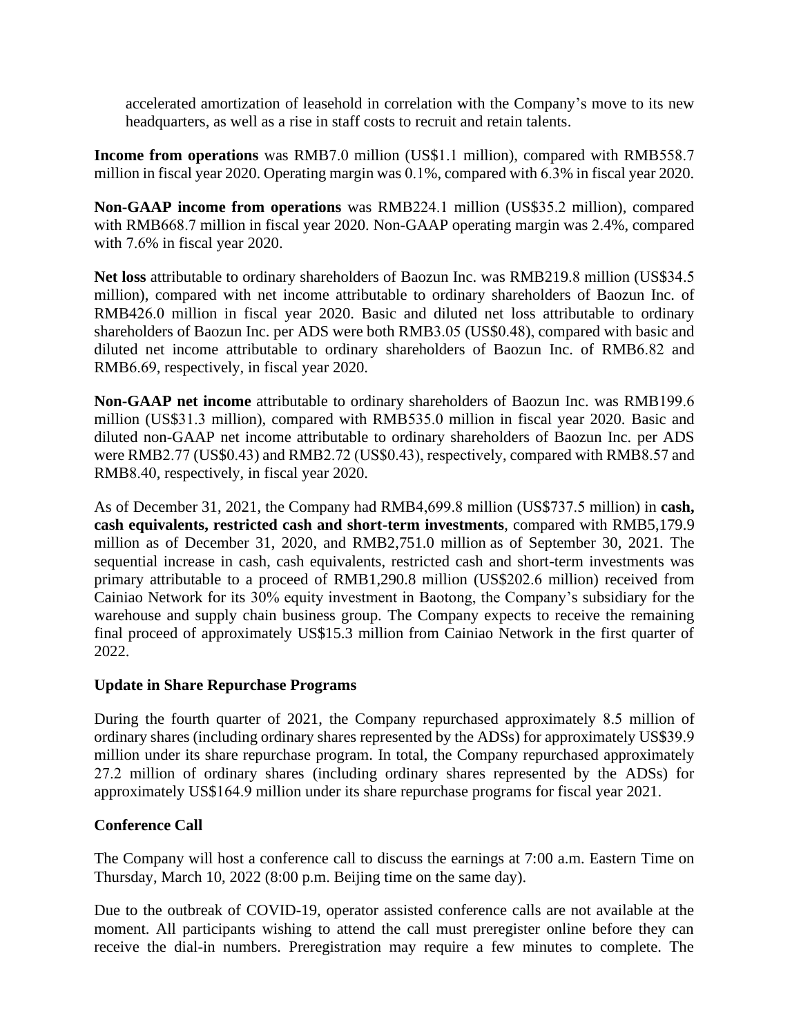accelerated amortization of leasehold in correlation with the Company's move to its new headquarters, as well as a rise in staff costs to recruit and retain talents.

**Income from operations** was RMB7.0 million (US$1.1 million), compared with RMB558.7 million in fiscal year 2020. Operating margin was 0.1%, compared with 6.3% in fiscal year 2020.

**Non-GAAP income from operations** was RMB224.1 million (US$35.2 million), compared with RMB668.7 million in fiscal year 2020. Non-GAAP operating margin was 2.4%, compared with 7.6% in fiscal year 2020.

**Net loss** attributable to ordinary shareholders of Baozun Inc. was RMB219.8 million (US$34.5 million), compared with net income attributable to ordinary shareholders of Baozun Inc. of RMB426.0 million in fiscal year 2020. Basic and diluted net loss attributable to ordinary shareholders of Baozun Inc. per ADS were both RMB3.05 (US$0.48), compared with basic and diluted net income attributable to ordinary shareholders of Baozun Inc. of RMB6.82 and RMB6.69, respectively, in fiscal year 2020.

**Non-GAAP net income** attributable to ordinary shareholders of Baozun Inc. was RMB199.6 million (US$31.3 million), compared with RMB535.0 million in fiscal year 2020. Basic and diluted non-GAAP net income attributable to ordinary shareholders of Baozun Inc. per ADS were RMB2.77 (US$0.43) and RMB2.72 (US$0.43), respectively, compared with RMB8.57 and RMB8.40, respectively, in fiscal year 2020.

As of December 31, 2021, the Company had RMB4,699.8 million (US$737.5 million) in **cash, cash equivalents, restricted cash and short-term investments**, compared with RMB5,179.9 million as of December 31, 2020, and RMB2,751.0 million as of September 30, 2021. The sequential increase in cash, cash equivalents, restricted cash and short-term investments was primary attributable to a proceed of RMB1,290.8 million (US$202.6 million) received from Cainiao Network for its 30% equity investment in Baotong, the Company's subsidiary for the warehouse and supply chain business group. The Company expects to receive the remaining final proceed of approximately US$15.3 million from Cainiao Network in the first quarter of 2022.

**Update in Share Repurchase Programs**

During the fourth quarter of 2021, the Company repurchased approximately 8.5 million of ordinary shares (including ordinary shares represented by the ADSs) for approximately US$39.9 million under its share repurchase program. In total, the Company repurchased approximately 27.2 million of ordinary shares (including ordinary shares represented by the ADSs) for approximately US$164.9 million under its share repurchase programs for fiscal year 2021.

**Conference Call**

The Company will host a conference call to discuss the earnings at 7:00 a.m. Eastern Time on Thursday, March 10, 2022 (8:00 p.m. Beijing time on the same day).

Due to the outbreak of COVID-19, operator assisted conference calls are not available at the moment. All participants wishing to attend the call must preregister online before they can receive the dial-in numbers. Preregistration may require a few minutes to complete. The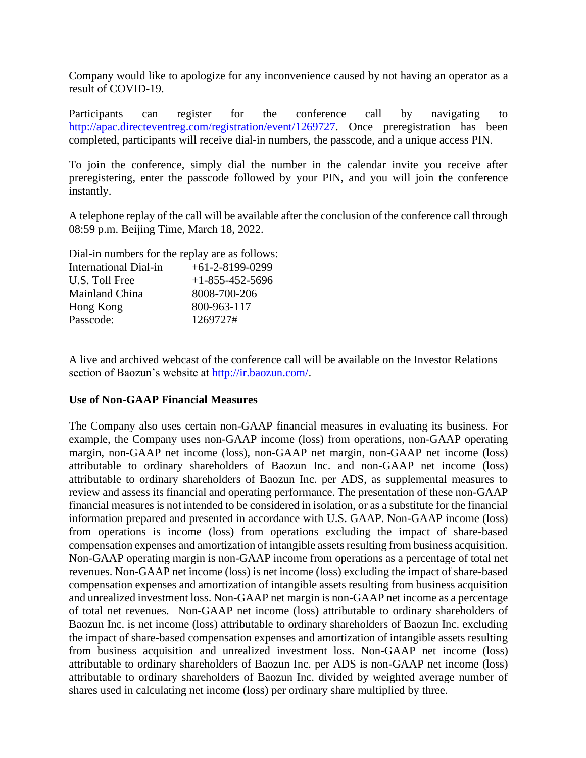Company would like to apologize for any inconvenience caused by not having an operator as a result of COVID-19.

Participants can register for the conference call by navigating to http://apac.directeventreg.com/registration/event/1269727. Once preregistration has been completed, participants will receive dial-in numbers, the passcode, and a unique access PIN.

To join the conference, simply dial the number in the calendar invite you receive after preregistering, enter the passcode followed by your PIN, and you will join the conference instantly.

A telephone replay of the call will be available after the conclusion of the conference call through 08:59 p.m. Beijing Time, March 18, 2022.

Dial-in numbers for the replay are as follows:

| | |
|---|---|
| International Dial-in | +61-2-8199-0299 |
| U.S. Toll Free | +1-855-452-5696 |
| Mainland China | 8008-700-206 |
| Hong Kong | 800-963-117 |
| Passcode: | 1269727# |

A live and archived webcast of the conference call will be available on the Investor Relations section of Baozun's website at http://ir.baozun.com/.

**Use of Non-GAAP Financial Measures**

The Company also uses certain non-GAAP financial measures in evaluating its business. For example, the Company uses non-GAAP income (loss) from operations, non-GAAP operating margin, non-GAAP net income (loss), non-GAAP net margin, non-GAAP net income (loss) attributable to ordinary shareholders of Baozun Inc. and non-GAAP net income (loss) attributable to ordinary shareholders of Baozun Inc. per ADS, as supplemental measures to review and assess its financial and operating performance. The presentation of these non-GAAP financial measures is not intended to be considered in isolation, or as a substitute for the financial information prepared and presented in accordance with U.S. GAAP. Non-GAAP income (loss) from operations is income (loss) from operations excluding the impact of share-based compensation expenses and amortization of intangible assets resulting from business acquisition. Non-GAAP operating margin is non-GAAP income from operations as a percentage of total net revenues. Non-GAAP net income (loss) is net income (loss) excluding the impact of share-based compensation expenses and amortization of intangible assets resulting from business acquisition and unrealized investment loss. Non-GAAP net margin is non-GAAP net income as a percentage of total net revenues. Non-GAAP net income (loss) attributable to ordinary shareholders of Baozun Inc. is net income (loss) attributable to ordinary shareholders of Baozun Inc. excluding the impact of share-based compensation expenses and amortization of intangible assets resulting from business acquisition and unrealized investment loss. Non-GAAP net income (loss) attributable to ordinary shareholders of Baozun Inc. per ADS is non-GAAP net income (loss) attributable to ordinary shareholders of Baozun Inc. divided by weighted average number of shares used in calculating net income (loss) per ordinary share multiplied by three.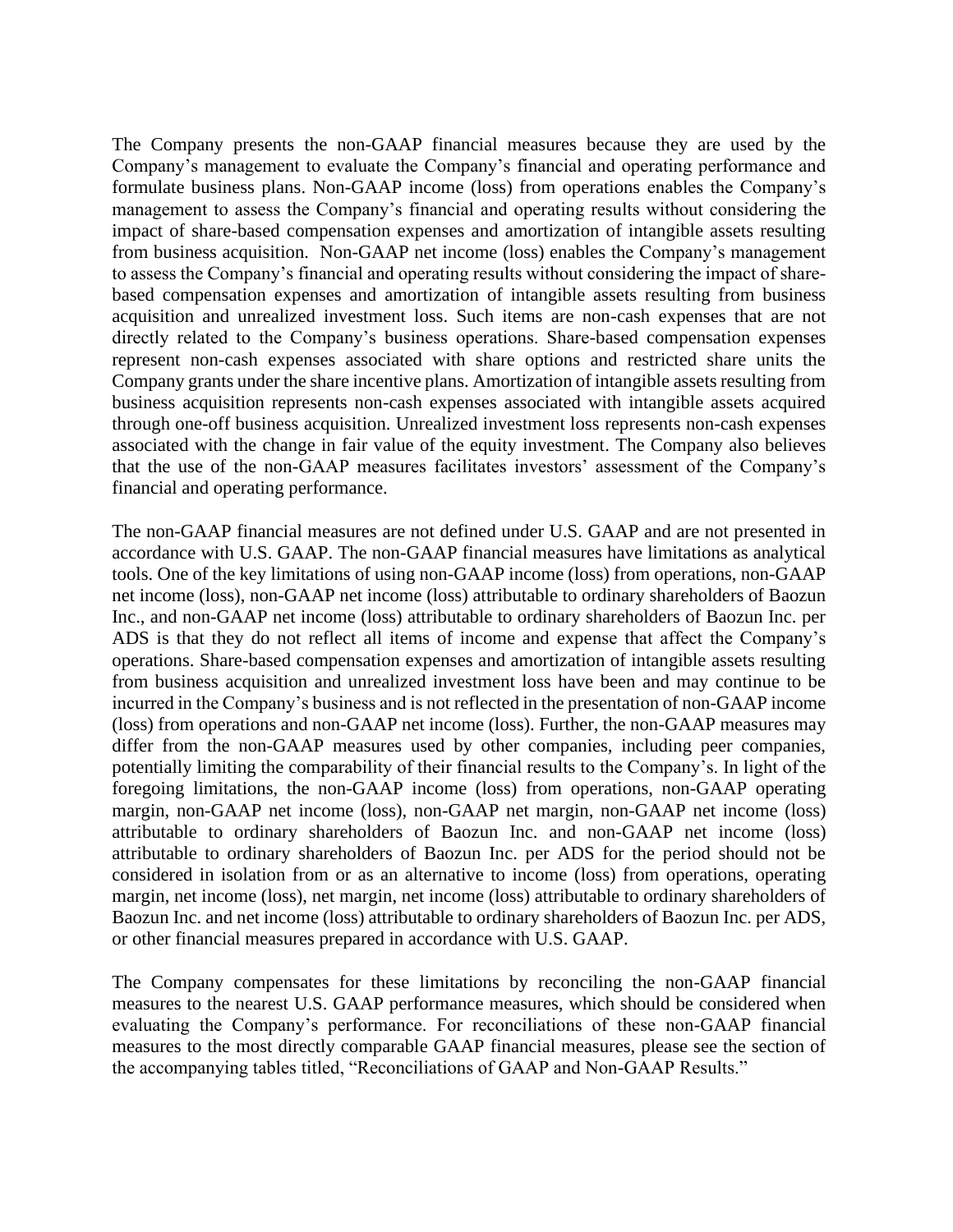The Company presents the non-GAAP financial measures because they are used by the Company's management to evaluate the Company's financial and operating performance and formulate business plans. Non-GAAP income (loss) from operations enables the Company's management to assess the Company's financial and operating results without considering the impact of share-based compensation expenses and amortization of intangible assets resulting from business acquisition. Non-GAAP net income (loss) enables the Company's management to assess the Company's financial and operating results without considering the impact of share-based compensation expenses and amortization of intangible assets resulting from business acquisition and unrealized investment loss. Such items are non-cash expenses that are not directly related to the Company's business operations. Share-based compensation expenses represent non-cash expenses associated with share options and restricted share units the Company grants under the share incentive plans. Amortization of intangible assets resulting from business acquisition represents non-cash expenses associated with intangible assets acquired through one-off business acquisition. Unrealized investment loss represents non-cash expenses associated with the change in fair value of the equity investment. The Company also believes that the use of the non-GAAP measures facilitates investors' assessment of the Company's financial and operating performance.

The non-GAAP financial measures are not defined under U.S. GAAP and are not presented in accordance with U.S. GAAP. The non-GAAP financial measures have limitations as analytical tools. One of the key limitations of using non-GAAP income (loss) from operations, non-GAAP net income (loss), non-GAAP net income (loss) attributable to ordinary shareholders of Baozun Inc., and non-GAAP net income (loss) attributable to ordinary shareholders of Baozun Inc. per ADS is that they do not reflect all items of income and expense that affect the Company's operations. Share-based compensation expenses and amortization of intangible assets resulting from business acquisition and unrealized investment loss have been and may continue to be incurred in the Company's business and is not reflected in the presentation of non-GAAP income (loss) from operations and non-GAAP net income (loss). Further, the non-GAAP measures may differ from the non-GAAP measures used by other companies, including peer companies, potentially limiting the comparability of their financial results to the Company's. In light of the foregoing limitations, the non-GAAP income (loss) from operations, non-GAAP operating margin, non-GAAP net income (loss), non-GAAP net margin, non-GAAP net income (loss) attributable to ordinary shareholders of Baozun Inc. and non-GAAP net income (loss) attributable to ordinary shareholders of Baozun Inc. per ADS for the period should not be considered in isolation from or as an alternative to income (loss) from operations, operating margin, net income (loss), net margin, net income (loss) attributable to ordinary shareholders of Baozun Inc. and net income (loss) attributable to ordinary shareholders of Baozun Inc. per ADS, or other financial measures prepared in accordance with U.S. GAAP.

The Company compensates for these limitations by reconciling the non-GAAP financial measures to the nearest U.S. GAAP performance measures, which should be considered when evaluating the Company's performance. For reconciliations of these non-GAAP financial measures to the most directly comparable GAAP financial measures, please see the section of the accompanying tables titled, "Reconciliations of GAAP and Non-GAAP Results."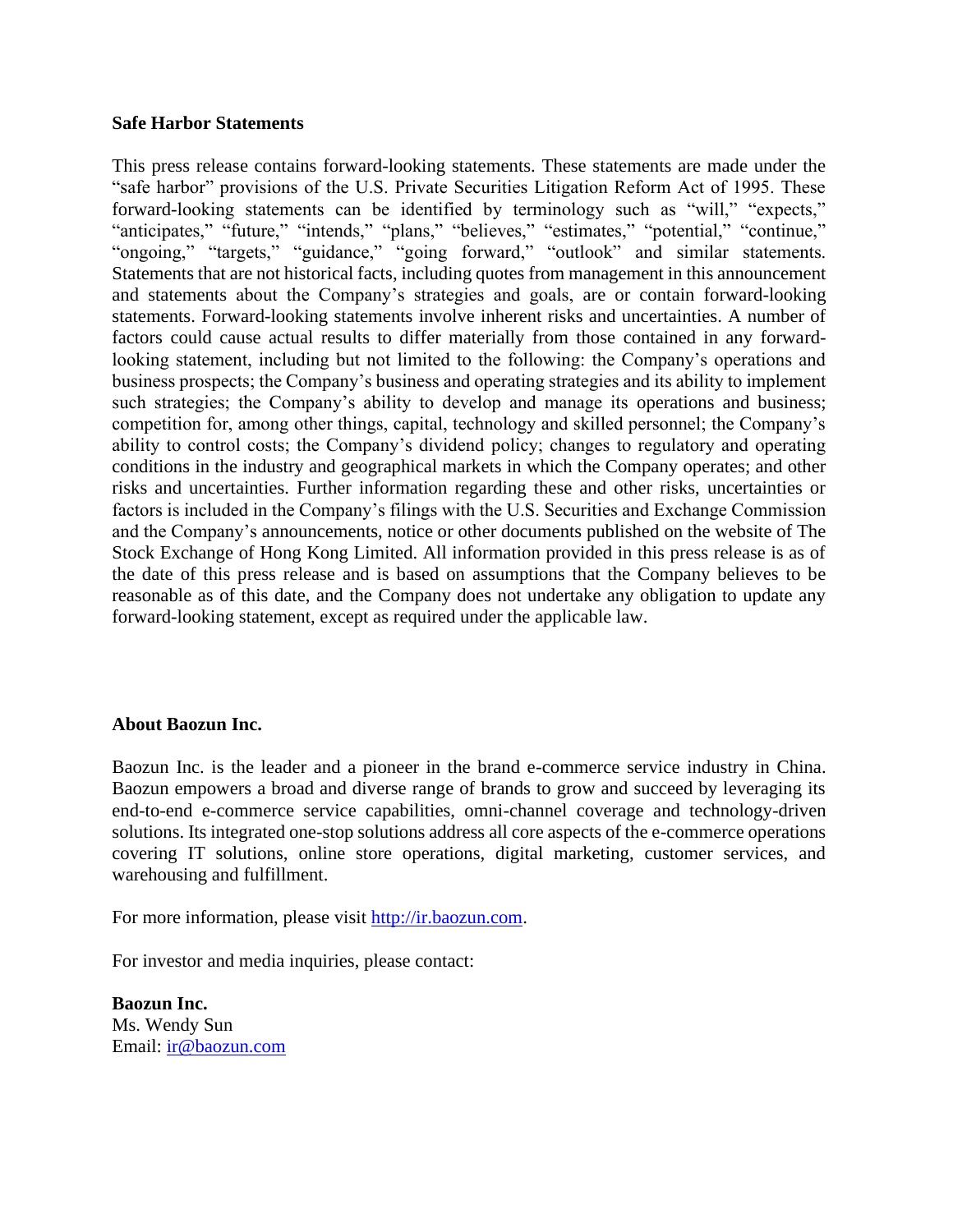**Safe Harbor Statements**

This press release contains forward-looking statements. These statements are made under the "safe harbor" provisions of the U.S. Private Securities Litigation Reform Act of 1995. These forward-looking statements can be identified by terminology such as "will," "expects," "anticipates," "future," "intends," "plans," "believes," "estimates," "potential," "continue," "ongoing," "targets," "guidance," "going forward," "outlook" and similar statements. Statements that are not historical facts, including quotes from management in this announcement and statements about the Company's strategies and goals, are or contain forward-looking statements. Forward-looking statements involve inherent risks and uncertainties. A number of factors could cause actual results to differ materially from those contained in any forward-looking statement, including but not limited to the following: the Company's operations and business prospects; the Company's business and operating strategies and its ability to implement such strategies; the Company's ability to develop and manage its operations and business; competition for, among other things, capital, technology and skilled personnel; the Company's ability to control costs; the Company's dividend policy; changes to regulatory and operating conditions in the industry and geographical markets in which the Company operates; and other risks and uncertainties. Further information regarding these and other risks, uncertainties or factors is included in the Company's filings with the U.S. Securities and Exchange Commission and the Company's announcements, notice or other documents published on the website of The Stock Exchange of Hong Kong Limited. All information provided in this press release is as of the date of this press release and is based on assumptions that the Company believes to be reasonable as of this date, and the Company does not undertake any obligation to update any forward-looking statement, except as required under the applicable law.

**About Baozun Inc.**

Baozun Inc. is the leader and a pioneer in the brand e-commerce service industry in China. Baozun empowers a broad and diverse range of brands to grow and succeed by leveraging its end-to-end e-commerce service capabilities, omni-channel coverage and technology-driven solutions. Its integrated one-stop solutions address all core aspects of the e-commerce operations covering IT solutions, online store operations, digital marketing, customer services, and warehousing and fulfillment.

For more information, please visit http://ir.baozun.com.

For investor and media inquiries, please contact:

**Baozun Inc.**
Ms. Wendy Sun
Email: ir@baozun.com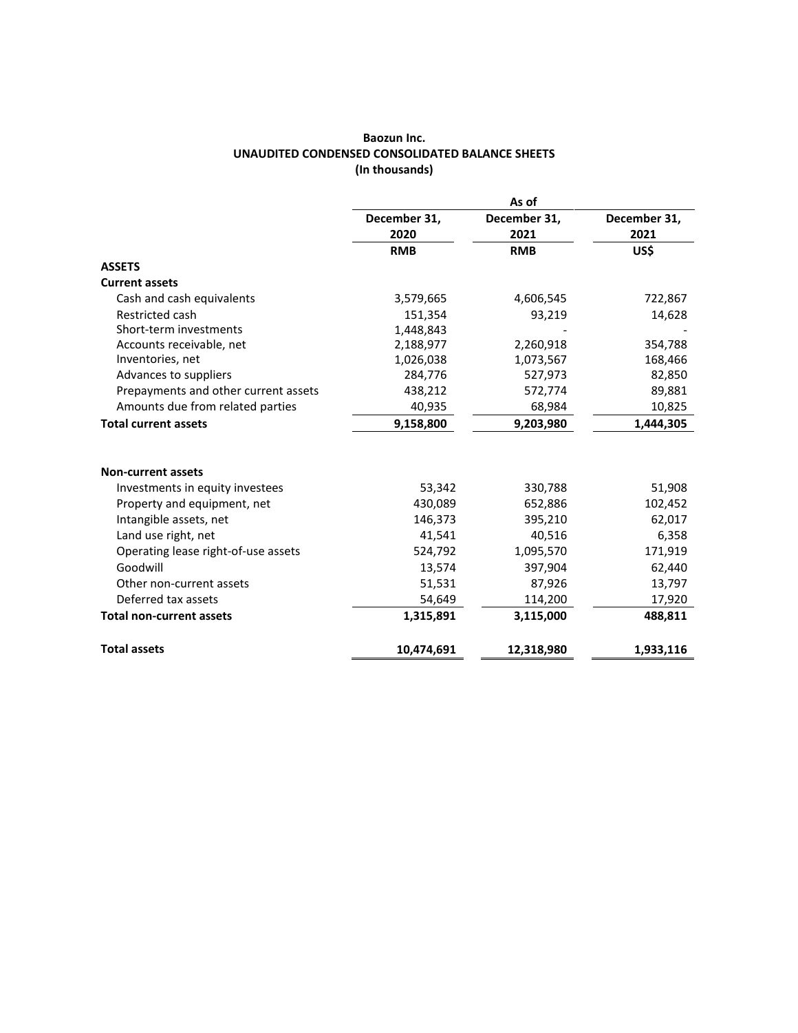**Baozun Inc.**
**UNAUDITED CONDENSED CONSOLIDATED BALANCE SHEETS**
**(In thousands)**

| | As of | | |
|---|---|---|---|
| | December 31, 2020 | December 31, 2021 | December 31, 2021 |
| | RMB | RMB | US$ |
| **ASSETS** | | | |
| **Current assets** | | | |
| Cash and cash equivalents | 3,579,665 | 4,606,545 | 722,867 |
| Restricted cash | 151,354 | 93,219 | 14,628 |
| Short-term investments | 1,448,843 | - | - |
| Accounts receivable, net | 2,188,977 | 2,260,918 | 354,788 |
| Inventories, net | 1,026,038 | 1,073,567 | 168,466 |
| Advances to suppliers | 284,776 | 527,973 | 82,850 |
| Prepayments and other current assets | 438,212 | 572,774 | 89,881 |
| Amounts due from related parties | 40,935 | 68,984 | 10,825 |
| **Total current assets** | **9,158,800** | **9,203,980** | **1,444,305** |
| | | | |
| **Non-current assets** | | | |
| Investments in equity investees | 53,342 | 330,788 | 51,908 |
| Property and equipment, net | 430,089 | 652,886 | 102,452 |
| Intangible assets, net | 146,373 | 395,210 | 62,017 |
| Land use right, net | 41,541 | 40,516 | 6,358 |
| Operating lease right-of-use assets | 524,792 | 1,095,570 | 171,919 |
| Goodwill | 13,574 | 397,904 | 62,440 |
| Other non-current assets | 51,531 | 87,926 | 13,797 |
| Deferred tax assets | 54,649 | 114,200 | 17,920 |
| **Total non-current assets** | **1,315,891** | **3,115,000** | **488,811** |
| | | | |
| **Total assets** | **10,474,691** | **12,318,980** | **1,933,116** |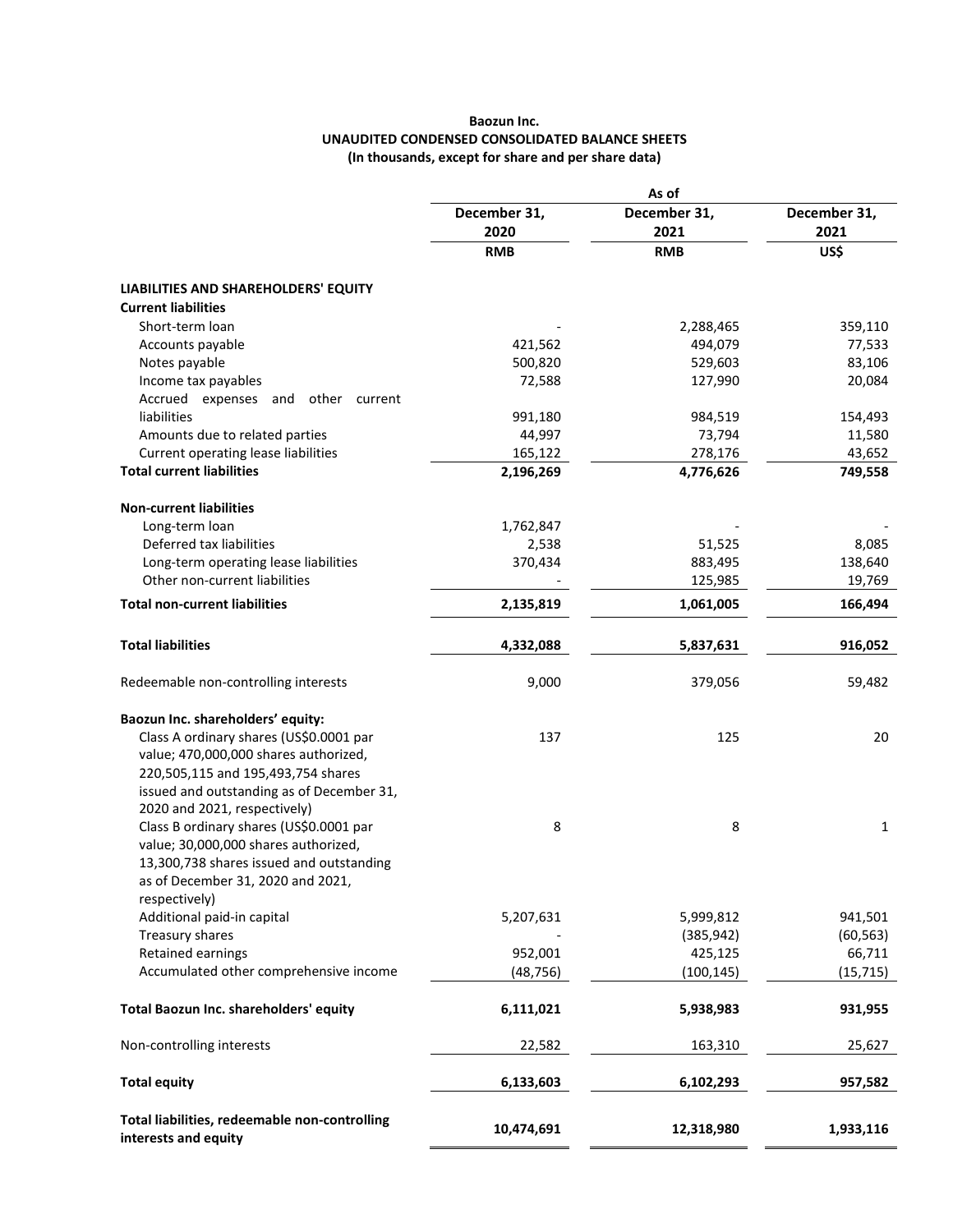**Baozun Inc.**
**UNAUDITED CONDENSED CONSOLIDATED BALANCE SHEETS**
**(In thousands, except for share and per share data)**

| | As of | | |
|---|---|---|---|
| | December 31, 2020 | December 31, 2021 | December 31, 2021 |
| | RMB | RMB | US$ |
| **LIABILITIES AND SHAREHOLDERS' EQUITY** | | | |
| **Current liabilities** | | | |
| Short-term loan | - | 2,288,465 | 359,110 |
| Accounts payable | 421,562 | 494,079 | 77,533 |
| Notes payable | 500,820 | 529,603 | 83,106 |
| Income tax payables | 72,588 | 127,990 | 20,084 |
| Accrued expenses and other current liabilities | 991,180 | 984,519 | 154,493 |
| Amounts due to related parties | 44,997 | 73,794 | 11,580 |
| Current operating lease liabilities | 165,122 | 278,176 | 43,652 |
| **Total current liabilities** | **2,196,269** | **4,776,626** | **749,558** |
| **Non-current liabilities** | | | |
| Long-term loan | 1,762,847 | - | - |
| Deferred tax liabilities | 2,538 | 51,525 | 8,085 |
| Long-term operating lease liabilities | 370,434 | 883,495 | 138,640 |
| Other non-current liabilities | - | 125,985 | 19,769 |
| **Total non-current liabilities** | **2,135,819** | **1,061,005** | **166,494** |
| **Total liabilities** | **4,332,088** | **5,837,631** | **916,052** |
| Redeemable non-controlling interests | 9,000 | 379,056 | 59,482 |
| **Baozun Inc. shareholders' equity:** | | | |
| Class A ordinary shares (US$0.0001 par value; 470,000,000 shares authorized, 220,505,115 and 195,493,754 shares issued and outstanding as of December 31, 2020 and 2021, respectively) | 137 | 125 | 20 |
| Class B ordinary shares (US$0.0001 par value; 30,000,000 shares authorized, 13,300,738 shares issued and outstanding as of December 31, 2020 and 2021, respectively) | 8 | 8 | 1 |
| Additional paid-in capital | 5,207,631 | 5,999,812 | 941,501 |
| Treasury shares | - | (385,942) | (60,563) |
| Retained earnings | 952,001 | 425,125 | 66,711 |
| Accumulated other comprehensive income | (48,756) | (100,145) | (15,715) |
| **Total Baozun Inc. shareholders' equity** | **6,111,021** | **5,938,983** | **931,955** |
| Non-controlling interests | 22,582 | 163,310 | 25,627 |
| **Total equity** | **6,133,603** | **6,102,293** | **957,582** |
| **Total liabilities, redeemable non-controlling interests and equity** | **10,474,691** | **12,318,980** | **1,933,116** |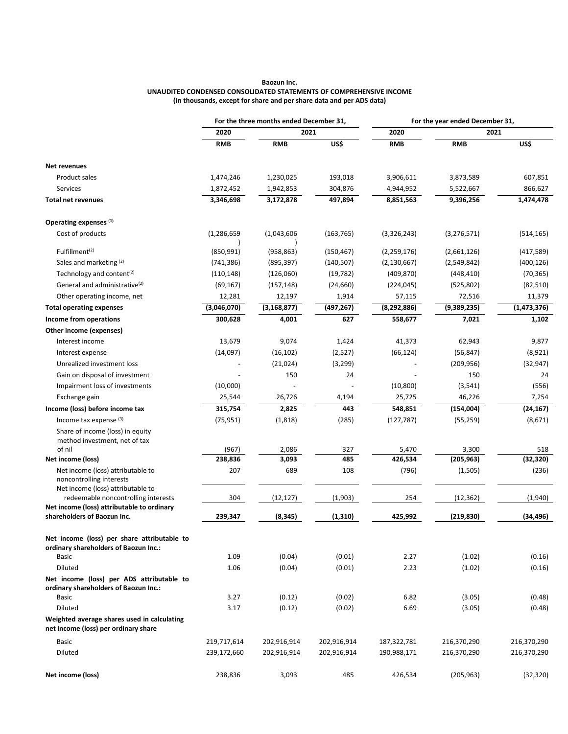**Baozun Inc.**
**UNAUDITED CONDENSED CONSOLIDATED STATEMENTS OF COMPREHENSIVE INCOME**
**(In thousands, except for share and per share data and per ADS data)**

| | For the three months ended December 31, | | | For the year ended December 31, | | |
|---|---|---|---|---|---|---|
| | 2020 | 2021 | | 2020 | 2021 | |
| | RMB | RMB | US$ | RMB | RMB | US$ |
| **Net revenues** | | | | | | |
| Product sales | 1,474,246 | 1,230,025 | 193,018 | 3,906,611 | 3,873,589 | 607,851 |
| Services | 1,872,452 | 1,942,853 | 304,876 | 4,944,952 | 5,522,667 | 866,627 |
| **Total net revenues** | **3,346,698** | **3,172,878** | **497,894** | **8,851,563** | **9,396,256** | **1,474,478** |
| **Operating expenses (1)** | | | | | | |
| Cost of products | (1,286,659) | (1,043,606) | (163,765) | (3,326,243) | (3,276,571) | (514,165) |
| Fulfillment(2) | (850,991) | (958,863) | (150,467) | (2,259,176) | (2,661,126) | (417,589) |
| Sales and marketing (2) | (741,386) | (895,397) | (140,507) | (2,130,667) | (2,549,842) | (400,126) |
| Technology and content(2) | (110,148) | (126,060) | (19,782) | (409,870) | (448,410) | (70,365) |
| General and administrative(2) | (69,167) | (157,148) | (24,660) | (224,045) | (525,802) | (82,510) |
| Other operating income, net | 12,281 | 12,197 | 1,914 | 57,115 | 72,516 | 11,379 |
| **Total operating expenses** | **(3,046,070)** | **(3,168,877)** | **(497,267)** | **(8,292,886)** | **(9,389,235)** | **(1,473,376)** |
| **Income from operations** | **300,628** | **4,001** | **627** | **558,677** | **7,021** | **1,102** |
| **Other income (expenses)** | | | | | | |
| Interest income | 13,679 | 9,074 | 1,424 | 41,373 | 62,943 | 9,877 |
| Interest expense | (14,097) | (16,102) | (2,527) | (66,124) | (56,847) | (8,921) |
| Unrealized investment loss | - | (21,024) | (3,299) | - | (209,956) | (32,947) |
| Gain on disposal of investment | - | 150 | 24 | - | 150 | 24 |
| Impairment loss of investments | (10,000) | - | - | (10,800) | (3,541) | (556) |
| Exchange gain | 25,544 | 26,726 | 4,194 | 25,725 | 46,226 | 7,254 |
| **Income (loss) before income tax** | **315,754** | **2,825** | **443** | **548,851** | **(154,004)** | **(24,167)** |
| Income tax expense (3) | (75,951) | (1,818) | (285) | (127,787) | (55,259) | (8,671) |
| Share of income (loss) in equity method investment, net of tax of nil | (967) | 2,086 | 327 | 5,470 | 3,300 | 518 |
| **Net income (loss)** | **238,836** | **3,093** | **485** | **426,534** | **(205,963)** | **(32,320)** |
| Net income (loss) attributable to noncontrolling interests | 207 | 689 | 108 | (796) | (1,505) | (236) |
| Net income (loss) attributable to redeemable noncontrolling interests | 304 | (12,127) | (1,903) | 254 | (12,362) | (1,940) |
| **Net income (loss) attributable to ordinary shareholders of Baozun Inc.** | **239,347** | **(8,345)** | **(1,310)** | **425,992** | **(219,830)** | **(34,496)** |
| **Net income (loss) per share attributable to ordinary shareholders of Baozun Inc.:** | | | | | | |
| Basic | 1.09 | (0.04) | (0.01) | 2.27 | (1.02) | (0.16) |
| Diluted | 1.06 | (0.04) | (0.01) | 2.23 | (1.02) | (0.16) |
| **Net income (loss) per ADS attributable to ordinary shareholders of Baozun Inc.:** | | | | | | |
| Basic | 3.27 | (0.12) | (0.02) | 6.82 | (3.05) | (0.48) |
| Diluted | 3.17 | (0.12) | (0.02) | 6.69 | (3.05) | (0.48) |
| **Weighted average shares used in calculating net income (loss) per ordinary share** | | | | | | |
| Basic | 219,717,614 | 202,916,914 | 202,916,914 | 187,322,781 | 216,370,290 | 216,370,290 |
| Diluted | 239,172,660 | 202,916,914 | 202,916,914 | 190,988,171 | 216,370,290 | 216,370,290 |
| **Net income (loss)** | 238,836 | 3,093 | 485 | 426,534 | (205,963) | (32,320) |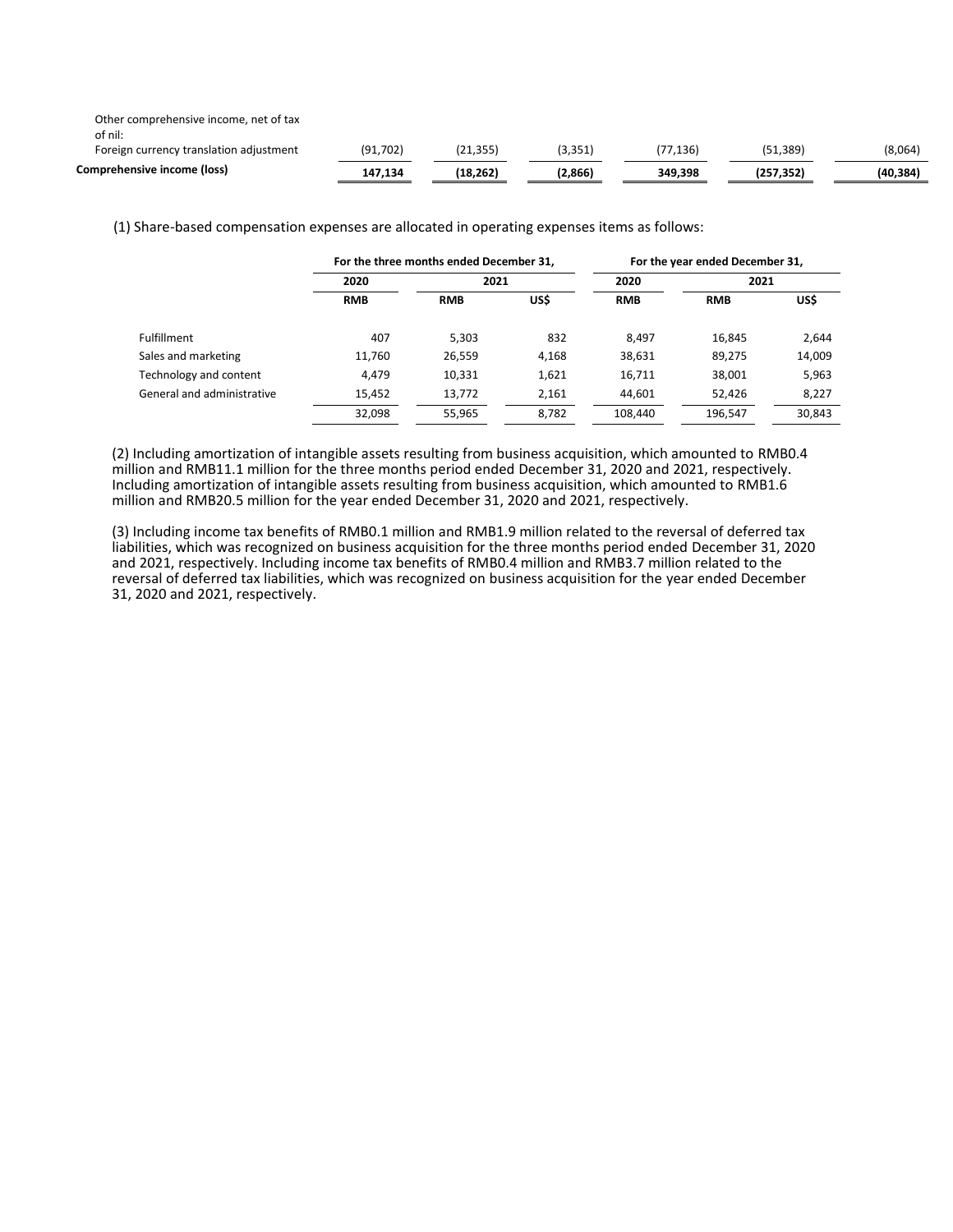| | | | | | | |
|---|---|---|---|---|---|---|
| Other comprehensive income, net of tax of nil: | | | | | | |
| Foreign currency translation adjustment | (91,702) | (21,355) | (3,351) | (77,136) | (51,389) | (8,064) |
| **Comprehensive income (loss)** | **147,134** | **(18,262)** | **(2,866)** | **349,398** | **(257,352)** | **(40,384)** |

(1) Share-based compensation expenses are allocated in operating expenses items as follows:

| | For the three months ended December 31, | | | For the year ended December 31, | | |
|---|---|---|---|---|---|---|
| | 2020 | 2021 | | 2020 | 2021 | |
| | RMB | RMB | US$ | RMB | RMB | US$ |
| Fulfillment | 407 | 5,303 | 832 | 8,497 | 16,845 | 2,644 |
| Sales and marketing | 11,760 | 26,559 | 4,168 | 38,631 | 89,275 | 14,009 |
| Technology and content | 4,479 | 10,331 | 1,621 | 16,711 | 38,001 | 5,963 |
| General and administrative | 15,452 | 13,772 | 2,161 | 44,601 | 52,426 | 8,227 |
| | 32,098 | 55,965 | 8,782 | 108,440 | 196,547 | 30,843 |

(2) Including amortization of intangible assets resulting from business acquisition, which amounted to RMB0.4 million and RMB11.1 million for the three months period ended December 31, 2020 and 2021, respectively. Including amortization of intangible assets resulting from business acquisition, which amounted to RMB1.6 million and RMB20.5 million for the year ended December 31, 2020 and 2021, respectively.

(3) Including income tax benefits of RMB0.1 million and RMB1.9 million related to the reversal of deferred tax liabilities, which was recognized on business acquisition for the three months period ended December 31, 2020 and 2021, respectively. Including income tax benefits of RMB0.4 million and RMB3.7 million related to the reversal of deferred tax liabilities, which was recognized on business acquisition for the year ended December 31, 2020 and 2021, respectively.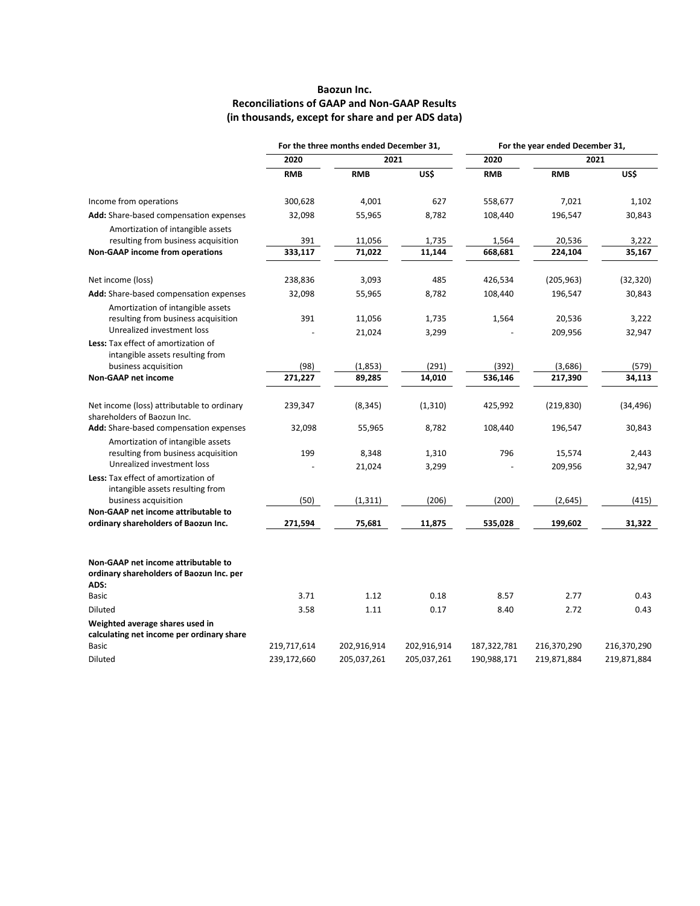# Baozun Inc.

## Reconciliations of GAAP and Non-GAAP Results

### (in thousands, except for share and per ADS data)

| | For the three months ended December 31, | | | For the year ended December 31, | | |
|---|---|---|---|---|---|---|
| | 2020 | 2021 | | 2020 | 2021 | |
| | RMB | RMB | US$ | RMB | RMB | US$ |
| Income from operations | 300,628 | 4,001 | 627 | 558,677 | 7,021 | 1,102 |
| **Add:** Share-based compensation expenses | 32,098 | 55,965 | 8,782 | 108,440 | 196,547 | 30,843 |
| Amortization of intangible assets resulting from business acquisition | 391 | 11,056 | 1,735 | 1,564 | 20,536 | 3,222 |
| **Non-GAAP income from operations** | **333,117** | **71,022** | **11,144** | **668,681** | **224,104** | **35,167** |
| Net income (loss) | 238,836 | 3,093 | 485 | 426,534 | (205,963) | (32,320) |
| **Add:** Share-based compensation expenses | 32,098 | 55,965 | 8,782 | 108,440 | 196,547 | 30,843 |
| Amortization of intangible assets resulting from business acquisition | 391 | 11,056 | 1,735 | 1,564 | 20,536 | 3,222 |
| Unrealized investment loss | - | 21,024 | 3,299 | - | 209,956 | 32,947 |
| **Less:** Tax effect of amortization of intangible assets resulting from business acquisition | (98) | (1,853) | (291) | (392) | (3,686) | (579) |
| **Non-GAAP net income** | **271,227** | **89,285** | **14,010** | **536,146** | **217,390** | **34,113** |
| Net income (loss) attributable to ordinary shareholders of Baozun Inc. | 239,347 | (8,345) | (1,310) | 425,992 | (219,830) | (34,496) |
| **Add:** Share-based compensation expenses | 32,098 | 55,965 | 8,782 | 108,440 | 196,547 | 30,843 |
| Amortization of intangible assets resulting from business acquisition | 199 | 8,348 | 1,310 | 796 | 15,574 | 2,443 |
| Unrealized investment loss | - | 21,024 | 3,299 | - | 209,956 | 32,947 |
| **Less:** Tax effect of amortization of intangible assets resulting from business acquisition | (50) | (1,311) | (206) | (200) | (2,645) | (415) |
| **Non-GAAP net income attributable to ordinary shareholders of Baozun Inc.** | **271,594** | **75,681** | **11,875** | **535,028** | **199,602** | **31,322** |
| **Non-GAAP net income attributable to ordinary shareholders of Baozun Inc. per ADS:** | | | | | | |
| Basic | 3.71 | 1.12 | 0.18 | 8.57 | 2.77 | 0.43 |
| Diluted | 3.58 | 1.11 | 0.17 | 8.40 | 2.72 | 0.43 |
| **Weighted average shares used in calculating net income per ordinary share** | | | | | | |
| Basic | 219,717,614 | 202,916,914 | 202,916,914 | 187,322,781 | 216,370,290 | 216,370,290 |
| Diluted | 239,172,660 | 205,037,261 | 205,037,261 | 190,988,171 | 219,871,884 | 219,871,884 |